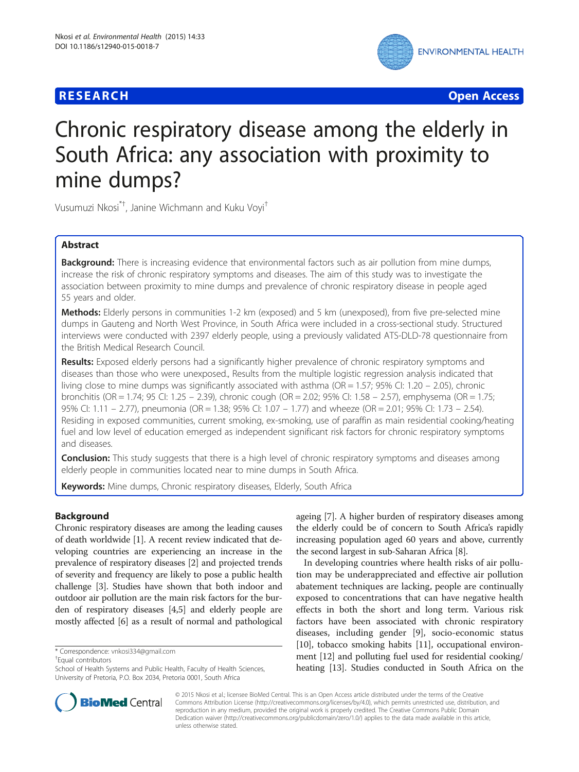**RESEARCH** **Open Access**

# Chronic respiratory disease among the elderly in South Africa: any association with proximity to mine dumps?

Vusumuzi Nkosi[*†], Janine Wichmann and Kuku Voyi[†]

## Abstract

**Background:** There is increasing evidence that environmental factors such as air pollution from mine dumps, increase the risk of chronic respiratory symptoms and diseases. The aim of this study was to investigate the association between proximity to mine dumps and prevalence of chronic respiratory disease in people aged 55 years and older.

**Methods:** Elderly persons in communities 1-2 km (exposed) and 5 km (unexposed), from five pre-selected mine dumps in Gauteng and North West Province, in South Africa were included in a cross-sectional study. Structured interviews were conducted with 2397 elderly people, using a previously validated ATS-DLD-78 questionnaire from the British Medical Research Council.

**Results:** Exposed elderly persons had a significantly higher prevalence of chronic respiratory symptoms and diseases than those who were unexposed., Results from the multiple logistic regression analysis indicated that living close to mine dumps was significantly associated with asthma (OR = 1.57; 95% CI: 1.20 – 2.05), chronic bronchitis (OR = 1.74; 95 CI: 1.25 – 2.39), chronic cough (OR = 2.02; 95% CI: 1.58 – 2.57), emphysema (OR = 1.75; 95% CI: 1.11 – 2.77), pneumonia (OR = 1.38; 95% CI: 1.07 – 1.77) and wheeze (OR = 2.01; 95% CI: 1.73 – 2.54). Residing in exposed communities, current smoking, ex-smoking, use of paraffin as main residential cooking/heating fuel and low level of education emerged as independent significant risk factors for chronic respiratory symptoms and diseases.

**Conclusion:** This study suggests that there is a high level of chronic respiratory symptoms and diseases among elderly people in communities located near to mine dumps in South Africa.

**Keywords:** Mine dumps, Chronic respiratory diseases, Elderly, South Africa

## Background

Chronic respiratory diseases are among the leading causes of death worldwide [1]. A recent review indicated that developing countries are experiencing an increase in the prevalence of respiratory diseases [2] and projected trends of severity and frequency are likely to pose a public health challenge [3]. Studies have shown that both indoor and outdoor air pollution are the main risk factors for the burden of respiratory diseases [4,5] and elderly people are mostly affected [6] as a result of normal and pathological ageing [7]. A higher burden of respiratory diseases among the elderly could be of concern to South Africa's rapidly increasing population aged 60 years and above, currently the second largest in sub-Saharan Africa [8].

In developing countries where health risks of air pollution may be underappreciated and effective air pollution abatement techniques are lacking, people are continually exposed to concentrations that can have negative health effects in both the short and long term. Various risk factors have been associated with chronic respiratory diseases, including gender [9], socio-economic status [10], tobacco smoking habits [11], occupational environment [12] and polluting fuel used for residential cooking/heating [13]. Studies conducted in South Africa on the

\* Correspondence: vnkosi334@gmail.com
†Equal contributors
School of Health Systems and Public Health, Faculty of Health Sciences, University of Pretoria, P.O. Box 2034, Pretoria 0001, South Africa

© 2015 Nkosi et al.; licensee BioMed Central. This is an Open Access article distributed under the terms of the Creative Commons Attribution License (http://creativecommons.org/licenses/by/4.0), which permits unrestricted use, distribution, and reproduction in any medium, provided the original work is properly credited. The Creative Commons Public Domain Dedication waiver (http://creativecommons.org/publicdomain/zero/1.0/) applies to the data made available in this article, unless otherwise stated.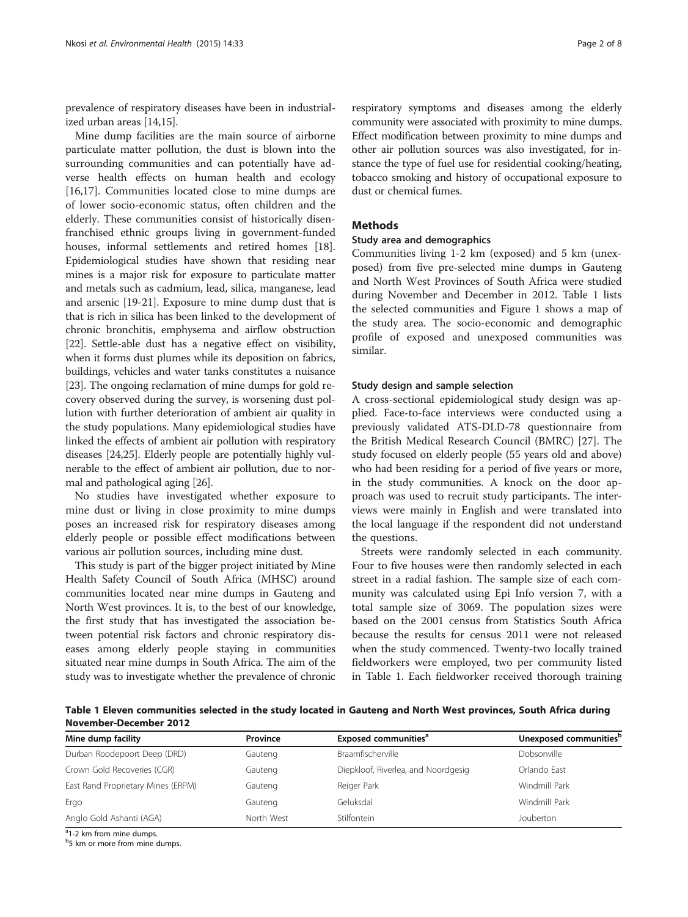prevalence of respiratory diseases have been in industrialized urban areas [14,15].

Mine dump facilities are the main source of airborne particulate matter pollution, the dust is blown into the surrounding communities and can potentially have adverse health effects on human health and ecology [16,17]. Communities located close to mine dumps are of lower socio-economic status, often children and the elderly. These communities consist of historically disenfranchised ethnic groups living in government-funded houses, informal settlements and retired homes [18]. Epidemiological studies have shown that residing near mines is a major risk for exposure to particulate matter and metals such as cadmium, lead, silica, manganese, lead and arsenic [19-21]. Exposure to mine dump dust that is that is rich in silica has been linked to the development of chronic bronchitis, emphysema and airflow obstruction [22]. Settle-able dust has a negative effect on visibility, when it forms dust plumes while its deposition on fabrics, buildings, vehicles and water tanks constitutes a nuisance [23]. The ongoing reclamation of mine dumps for gold recovery observed during the survey, is worsening dust pollution with further deterioration of ambient air quality in the study populations. Many epidemiological studies have linked the effects of ambient air pollution with respiratory diseases [24,25]. Elderly people are potentially highly vulnerable to the effect of ambient air pollution, due to normal and pathological aging [26].

No studies have investigated whether exposure to mine dust or living in close proximity to mine dumps poses an increased risk for respiratory diseases among elderly people or possible effect modifications between various air pollution sources, including mine dust.

This study is part of the bigger project initiated by Mine Health Safety Council of South Africa (MHSC) around communities located near mine dumps in Gauteng and North West provinces. It is, to the best of our knowledge, the first study that has investigated the association between potential risk factors and chronic respiratory diseases among elderly people staying in communities situated near mine dumps in South Africa. The aim of the study was to investigate whether the prevalence of chronic respiratory symptoms and diseases among the elderly community were associated with proximity to mine dumps. Effect modification between proximity to mine dumps and other air pollution sources was also investigated, for instance the type of fuel use for residential cooking/heating, tobacco smoking and history of occupational exposure to dust or chemical fumes.

## Methods

### Study area and demographics

Communities living 1-2 km (exposed) and 5 km (unexposed) from five pre-selected mine dumps in Gauteng and North West Provinces of South Africa were studied during November and December in 2012. Table 1 lists the selected communities and Figure 1 shows a map of the study area. The socio-economic and demographic profile of exposed and unexposed communities was similar.

### Study design and sample selection

A cross-sectional epidemiological study design was applied. Face-to-face interviews were conducted using a previously validated ATS-DLD-78 questionnaire from the British Medical Research Council (BMRC) [27]. The study focused on elderly people (55 years old and above) who had been residing for a period of five years or more, in the study communities. A knock on the door approach was used to recruit study participants. The interviews were mainly in English and were translated into the local language if the respondent did not understand the questions.

Streets were randomly selected in each community. Four to five houses were then randomly selected in each street in a radial fashion. The sample size of each community was calculated using Epi Info version 7, with a total sample size of 3069. The population sizes were based on the 2001 census from Statistics South Africa because the results for census 2011 were not released when the study commenced. Twenty-two locally trained fieldworkers were employed, two per community listed in Table 1. Each fieldworker received thorough training

**Table 1 Eleven communities selected in the study located in Gauteng and North West provinces, South Africa during November-December 2012**

| Mine dump facility | Province | Exposed communities[a] | Unexposed communities[b] |
|---|---|---|---|
| Durban Roodepoort Deep (DRD) | Gauteng | Braamfischerville | Dobsonville |
| Crown Gold Recoveries (CGR) | Gauteng | Diepkloof, Riverlea, and Noordgesig | Orlando East |
| East Rand Proprietary Mines (ERPM) | Gauteng | Reiger Park | Windmill Park |
| Ergo | Gauteng | Geluksdal | Windmill Park |
| Anglo Gold Ashanti (AGA) | North West | Stilfontein | Jouberton |

[a]1-2 km from mine dumps.
[b]5 km or more from mine dumps.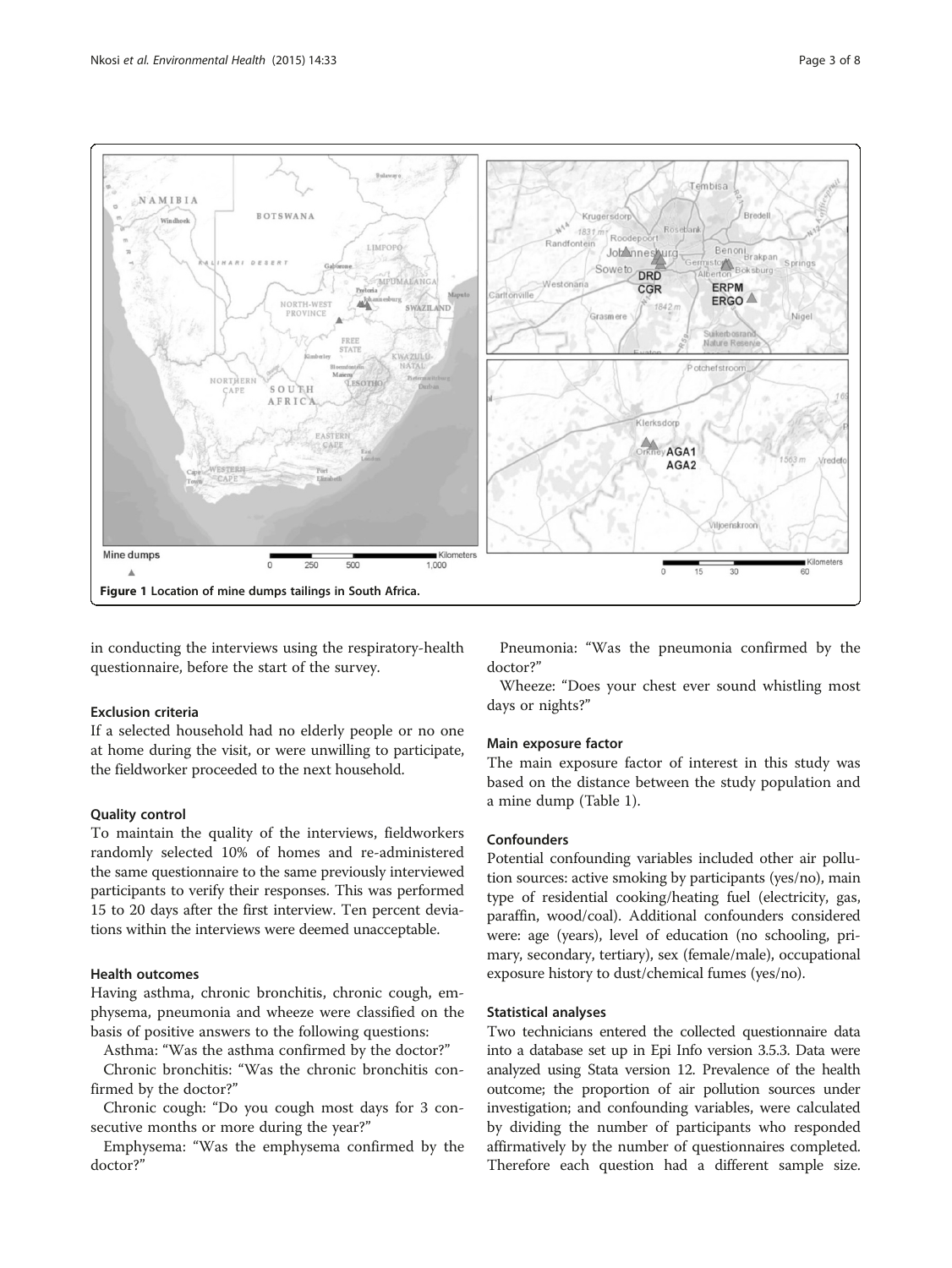Mine dumps

Kilometers

0 250 500 1,000

Kilometers

0 15 30 60

Figure 1 Location of mine dumps tailings in South Africa.

in conducting the interviews using the respiratory-health questionnaire, before the start of the survey.

### Exclusion criteria

If a selected household had no elderly people or no one at home during the visit, or were unwilling to participate, the fieldworker proceeded to the next household.

### Quality control

To maintain the quality of the interviews, fieldworkers randomly selected 10% of homes and re-administered the same questionnaire to the same previously interviewed participants to verify their responses. This was performed 15 to 20 days after the first interview. Ten percent deviations within the interviews were deemed unacceptable.

### Health outcomes

Having asthma, chronic bronchitis, chronic cough, emphysema, pneumonia and wheeze were classified on the basis of positive answers to the following questions:

Asthma: "Was the asthma confirmed by the doctor?"

Chronic bronchitis: "Was the chronic bronchitis confirmed by the doctor?"

Chronic cough: "Do you cough most days for 3 consecutive months or more during the year?"

Emphysema: "Was the emphysema confirmed by the doctor?"

Pneumonia: "Was the pneumonia confirmed by the doctor?"

Wheeze: "Does your chest ever sound whistling most days or nights?"

### Main exposure factor

The main exposure factor of interest in this study was based on the distance between the study population and a mine dump (Table 1).

### Confounders

Potential confounding variables included other air pollution sources: active smoking by participants (yes/no), main type of residential cooking/heating fuel (electricity, gas, paraffin, wood/coal). Additional confounders considered were: age (years), level of education (no schooling, primary, secondary, tertiary), sex (female/male), occupational exposure history to dust/chemical fumes (yes/no).

### Statistical analyses

Two technicians entered the collected questionnaire data into a database set up in Epi Info version 3.5.3. Data were analyzed using Stata version 12. Prevalence of the health outcome; the proportion of air pollution sources under investigation; and confounding variables, were calculated by dividing the number of participants who responded affirmatively by the number of questionnaires completed. Therefore each question had a different sample size.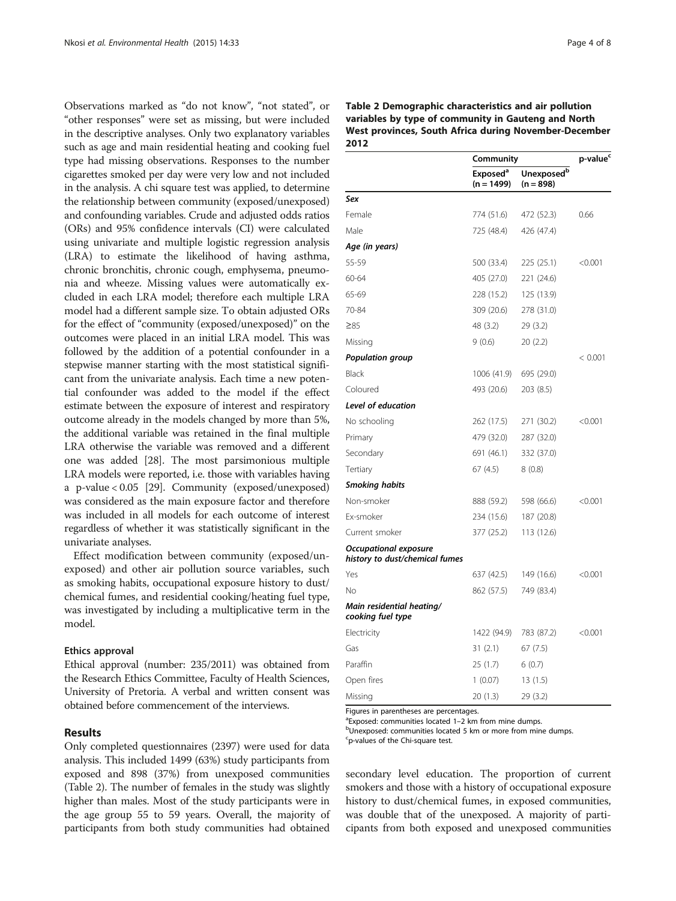Observations marked as "do not know", "not stated", or "other responses" were set as missing, but were included in the descriptive analyses. Only two explanatory variables such as age and main residential heating and cooking fuel type had missing observations. Responses to the number cigarettes smoked per day were very low and not included in the analysis. A chi square test was applied, to determine the relationship between community (exposed/unexposed) and confounding variables. Crude and adjusted odds ratios (ORs) and 95% confidence intervals (CI) were calculated using univariate and multiple logistic regression analysis (LRA) to estimate the likelihood of having asthma, chronic bronchitis, chronic cough, emphysema, pneumonia and wheeze. Missing values were automatically excluded in each LRA model; therefore each multiple LRA model had a different sample size. To obtain adjusted ORs for the effect of "community (exposed/unexposed)" on the outcomes were placed in an initial LRA model. This was followed by the addition of a potential confounder in a stepwise manner starting with the most statistical significant from the univariate analysis. Each time a new potential confounder was added to the model if the effect estimate between the exposure of interest and respiratory outcome already in the models changed by more than 5%, the additional variable was retained in the final multiple LRA otherwise the variable was removed and a different one was added [28]. The most parsimonious multiple LRA models were reported, i.e. those with variables having a p-value < 0.05 [29]. Community (exposed/unexposed) was considered as the main exposure factor and therefore was included in all models for each outcome of interest regardless of whether it was statistically significant in the univariate analyses.

Effect modification between community (exposed/unexposed) and other air pollution source variables, such as smoking habits, occupational exposure history to dust/chemical fumes, and residential cooking/heating fuel type, was investigated by including a multiplicative term in the model.

### Ethics approval

Ethical approval (number: 235/2011) was obtained from the Research Ethics Committee, Faculty of Health Sciences, University of Pretoria. A verbal and written consent was obtained before commencement of the interviews.

## Results

Only completed questionnaires (2397) were used for data analysis. This included 1499 (63%) study participants from exposed and 898 (37%) from unexposed communities (Table 2). The number of females in the study was slightly higher than males. Most of the study participants were in the age group 55 to 59 years. Overall, the majority of participants from both study communities had obtained secondary level education. The proportion of current smokers and those with a history of occupational exposure history to dust/chemical fumes, in exposed communities, was double that of the unexposed. A majority of participants from both exposed and unexposed communities

**Table 2 Demographic characteristics and air pollution variables by type of community in Gauteng and North West provinces, South Africa during November-December 2012**

| | Community | | p-value[c] |
|---|---|---|---|
| | Exposed[a] (n = 1499) | Unexposed[b] (n = 898) | |
| ***Sex*** | | | |
| Female | 774 (51.6) | 472 (52.3) | 0.66 |
| Male | 725 (48.4) | 426 (47.4) | |
| ***Age (in years)*** | | | |
| 55-59 | 500 (33.4) | 225 (25.1) | <0.001 |
| 60-64 | 405 (27.0) | 221 (24.6) | |
| 65-69 | 228 (15.2) | 125 (13.9) | |
| 70-84 | 309 (20.6) | 278 (31.0) | |
| ≥85 | 48 (3.2) | 29 (3.2) | |
| Missing | 9 (0.6) | 20 (2.2) | |
| ***Population group*** | | | < 0.001 |
| Black | 1006 (41.9) | 695 (29.0) | |
| Coloured | 493 (20.6) | 203 (8.5) | |
| ***Level of education*** | | | |
| No schooling | 262 (17.5) | 271 (30.2) | <0.001 |
| Primary | 479 (32.0) | 287 (32.0) | |
| Secondary | 691 (46.1) | 332 (37.0) | |
| Tertiary | 67 (4.5) | 8 (0.8) | |
| ***Smoking habits*** | | | |
| Non-smoker | 888 (59.2) | 598 (66.6) | <0.001 |
| Ex-smoker | 234 (15.6) | 187 (20.8) | |
| Current smoker | 377 (25.2) | 113 (12.6) | |
| ***Occupational exposure history to dust/chemical fumes*** | | | |
| Yes | 637 (42.5) | 149 (16.6) | <0.001 |
| No | 862 (57.5) | 749 (83.4) | |
| ***Main residential heating/cooking fuel type*** | | | |
| Electricity | 1422 (94.9) | 783 (87.2) | <0.001 |
| Gas | 31 (2.1) | 67 (7.5) | |
| Paraffin | 25 (1.7) | 6 (0.7) | |
| Open fires | 1 (0.07) | 13 (1.5) | |
| Missing | 20 (1.3) | 29 (3.2) | |

Figures in parentheses are percentages.
[a]Exposed: communities located 1–2 km from mine dumps.
[b]Unexposed: communities located 5 km or more from mine dumps.
[c]p-values of the Chi-square test.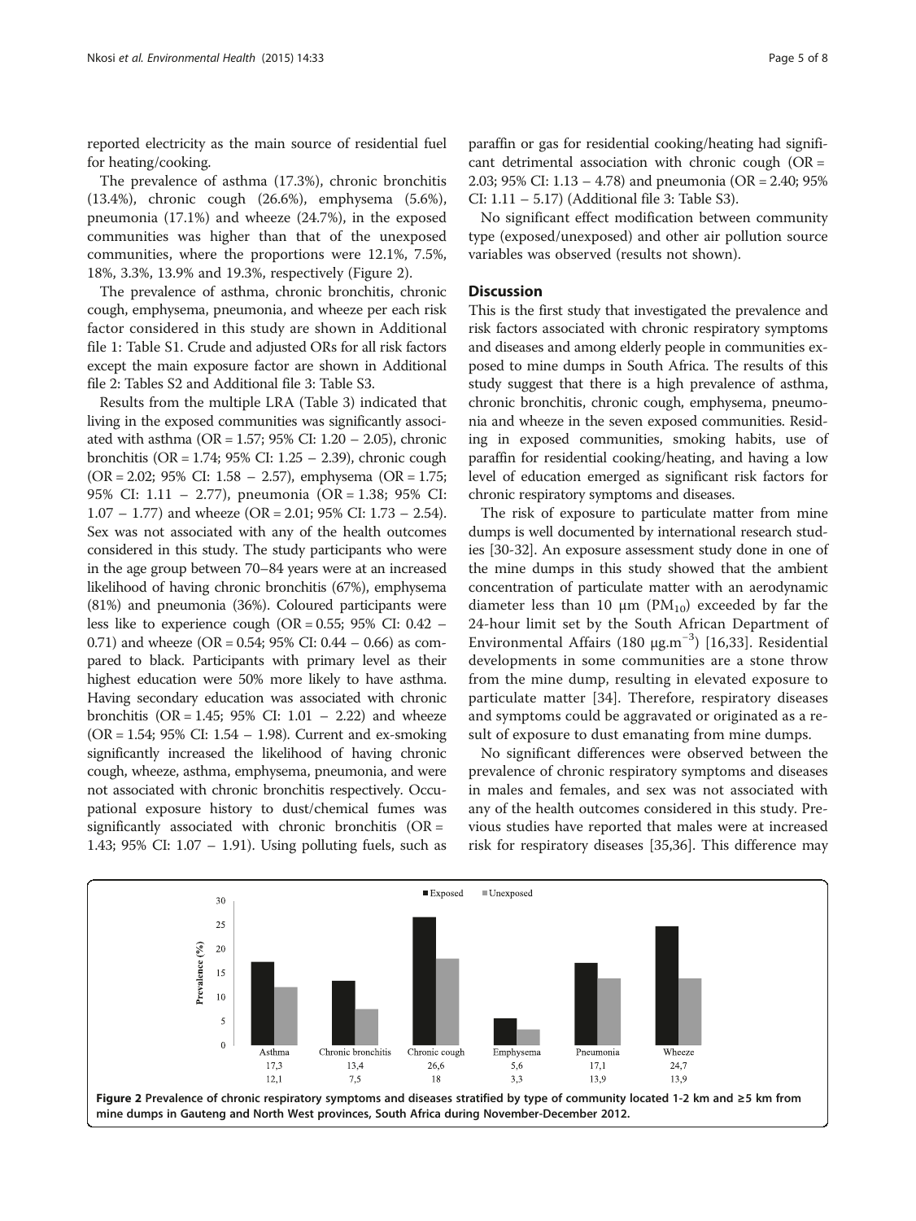reported electricity as the main source of residential fuel for heating/cooking.

The prevalence of asthma (17.3%), chronic bronchitis (13.4%), chronic cough (26.6%), emphysema (5.6%), pneumonia (17.1%) and wheeze (24.7%), in the exposed communities was higher than that of the unexposed communities, where the proportions were 12.1%, 7.5%, 18%, 3.3%, 13.9% and 19.3%, respectively (Figure 2).

The prevalence of asthma, chronic bronchitis, chronic cough, emphysema, pneumonia, and wheeze per each risk factor considered in this study are shown in Additional file 1: Table S1. Crude and adjusted ORs for all risk factors except the main exposure factor are shown in Additional file 2: Tables S2 and Additional file 3: Table S3.

Results from the multiple LRA (Table 3) indicated that living in the exposed communities was significantly associated with asthma (OR = 1.57; 95% CI: 1.20 – 2.05), chronic bronchitis (OR = 1.74; 95% CI: 1.25 – 2.39), chronic cough (OR = 2.02; 95% CI: 1.58 – 2.57), emphysema (OR = 1.75; 95% CI: 1.11 – 2.77), pneumonia (OR = 1.38; 95% CI: 1.07 – 1.77) and wheeze (OR = 2.01; 95% CI: 1.73 – 2.54). Sex was not associated with any of the health outcomes considered in this study. The study participants who were in the age group between 70–84 years were at an increased likelihood of having chronic bronchitis (67%), emphysema (81%) and pneumonia (36%). Coloured participants were less like to experience cough (OR = 0.55; 95% CI: 0.42 – 0.71) and wheeze (OR = 0.54; 95% CI: 0.44 – 0.66) as compared to black. Participants with primary level as their highest education were 50% more likely to have asthma. Having secondary education was associated with chronic bronchitis (OR = 1.45; 95% CI: 1.01 – 2.22) and wheeze (OR = 1.54; 95% CI: 1.54 – 1.98). Current and ex-smoking significantly increased the likelihood of having chronic cough, wheeze, asthma, emphysema, pneumonia, and were not associated with chronic bronchitis respectively. Occupational exposure history to dust/chemical fumes was significantly associated with chronic bronchitis (OR = 1.43; 95% CI: 1.07 – 1.91). Using polluting fuels, such as paraffin or gas for residential cooking/heating had significant detrimental association with chronic cough (OR = 2.03; 95% CI: 1.13 – 4.78) and pneumonia (OR = 2.40; 95% CI: 1.11 – 5.17) (Additional file 3: Table S3).

No significant effect modification between community type (exposed/unexposed) and other air pollution source variables was observed (results not shown).

## Discussion

This is the first study that investigated the prevalence and risk factors associated with chronic respiratory symptoms and diseases and among elderly people in communities exposed to mine dumps in South Africa. The results of this study suggest that there is a high prevalence of asthma, chronic bronchitis, chronic cough, emphysema, pneumonia and wheeze in the seven exposed communities. Residing in exposed communities, smoking habits, use of paraffin for residential cooking/heating, and having a low level of education emerged as significant risk factors for chronic respiratory symptoms and diseases.

The risk of exposure to particulate matter from mine dumps is well documented by international research studies [30-32]. An exposure assessment study done in one of the mine dumps in this study showed that the ambient concentration of particulate matter with an aerodynamic diameter less than 10 μm ($PM_{10}$) exceeded by far the 24-hour limit set by the South African Department of Environmental Affairs (180 $\mu g.m^{-3}$) [16,33]. Residential developments in some communities are a stone throw from the mine dump, resulting in elevated exposure to particulate matter [34]. Therefore, respiratory diseases and symptoms could be aggravated or originated as a result of exposure to dust emanating from mine dumps.

No significant differences were observed between the prevalence of chronic respiratory symptoms and diseases in males and females, and sex was not associated with any of the health outcomes considered in this study. Previous studies have reported that males were at increased risk for respiratory diseases [35,36]. This difference may

■ Exposed ■ Unexposed

Prevalence (%)

30
25
20
15
10
5
0

Asthma
17,3
12,1

Chronic bronchitis
13,4
7,5

Chronic cough
26,6
18

Emphysema
5,6
3,3

Pneumonia
17,1
13,9

Wheeze
24,7
13,9

**Figure 2** Prevalence of chronic respiratory symptoms and diseases stratified by type of community located 1-2 km and ≥5 km from mine dumps in Gauteng and North West provinces, South Africa during November-December 2012.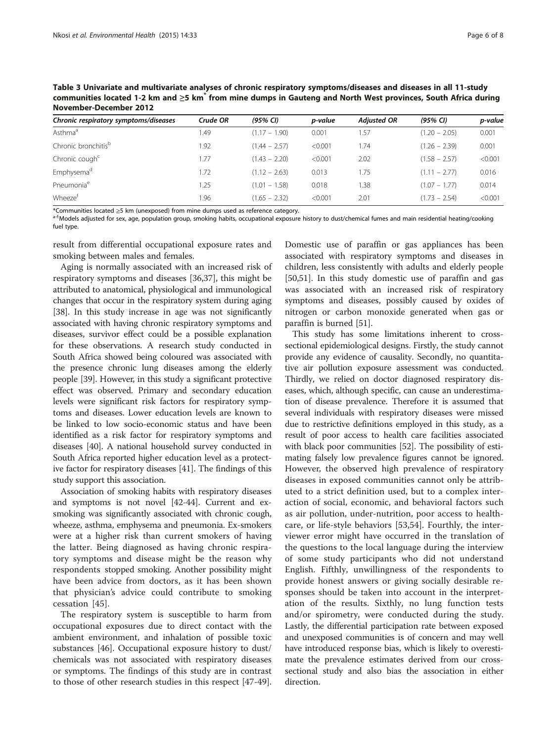**Table 3 Univariate and multivariate analyses of chronic respiratory symptoms/diseases and diseases in all 11-study communities located 1-2 km and ≥5 km* from mine dumps in Gauteng and North West provinces, South Africa during November-December 2012**

| *Chronic respiratory symptoms/diseases* | *Crude OR* | *(95% CI)* | *p-value* | *Adjusted OR* | *(95% CI)* | *p-value* |
|---|---|---|---|---|---|---|
| Asthma[a] | 1.49 | (1.17 – 1.90) | 0.001 | 1.57 | (1.20 – 2.05) | 0.001 |
| Chronic bronchitis[b] | 1.92 | (1.44 – 2.57) | <0.001 | 1.74 | (1.26 – 2.39) | 0.001 |
| Chronic cough[c] | 1.77 | (1.43 – 2.20) | <0.001 | 2.02 | (1.58 – 2.57) | <0.001 |
| Emphysema[d] | 1.72 | (1.12 – 2.63) | 0.013 | 1.75 | (1.11 – 2.77) | 0.016 |
| Pneumonia[e] | 1.25 | (1.01 – 1.58) | 0.018 | 1.38 | (1.07 – 1.77) | 0.014 |
| Wheeze[f] | 1.96 | (1.65 – 2.32) | <0.001 | 2.01 | (1.73 – 2.54) | <0.001 |

*Communities located ≥5 km (unexposed) from mine dumps used as reference category.
[a-f]Models adjusted for sex, age, population group, smoking habits, occupational exposure history to dust/chemical fumes and main residential heating/cooking fuel type.

result from differential occupational exposure rates and smoking between males and females.

Aging is normally associated with an increased risk of respiratory symptoms and diseases [36,37], this might be attributed to anatomical, physiological and immunological changes that occur in the respiratory system during aging [38]. In this study increase in age was not significantly associated with having chronic respiratory symptoms and diseases, survivor effect could be a possible explanation for these observations. A research study conducted in South Africa showed being coloured was associated with the presence chronic lung diseases among the elderly people [39]. However, in this study a significant protective effect was observed. Primary and secondary education levels were significant risk factors for respiratory symptoms and diseases. Lower education levels are known to be linked to low socio-economic status and have been identified as a risk factor for respiratory symptoms and diseases [40]. A national household survey conducted in South Africa reported higher education level as a protective factor for respiratory diseases [41]. The findings of this study support this association.

Association of smoking habits with respiratory diseases and symptoms is not novel [42-44]. Current and ex-smoking was significantly associated with chronic cough, wheeze, asthma, emphysema and pneumonia. Ex-smokers were at a higher risk than current smokers of having the latter. Being diagnosed as having chronic respiratory symptoms and disease might be the reason why respondents stopped smoking. Another possibility might have been advice from doctors, as it has been shown that physician's advice could contribute to smoking cessation [45].

The respiratory system is susceptible to harm from occupational exposures due to direct contact with the ambient environment, and inhalation of possible toxic substances [46]. Occupational exposure history to dust/chemicals was not associated with respiratory diseases or symptoms. The findings of this study are in contrast to those of other research studies in this respect [47-49]. Domestic use of paraffin or gas appliances has been associated with respiratory symptoms and diseases in children, less consistently with adults and elderly people [50,51]. In this study domestic use of paraffin and gas was associated with an increased risk of respiratory symptoms and diseases, possibly caused by oxides of nitrogen or carbon monoxide generated when gas or paraffin is burned [51].

This study has some limitations inherent to cross-sectional epidemiological designs. Firstly, the study cannot provide any evidence of causality. Secondly, no quantitative air pollution exposure assessment was conducted. Thirdly, we relied on doctor diagnosed respiratory diseases, which, although specific, can cause an underestimation of disease prevalence. Therefore it is assumed that several individuals with respiratory diseases were missed due to restrictive definitions employed in this study, as a result of poor access to health care facilities associated with black poor communities [52]. The possibility of estimating falsely low prevalence figures cannot be ignored. However, the observed high prevalence of respiratory diseases in exposed communities cannot only be attributed to a strict definition used, but to a complex interaction of social, economic, and behavioral factors such as air pollution, under-nutrition, poor access to health-care, or life-style behaviors [53,54]. Fourthly, the interviewer error might have occurred in the translation of the questions to the local language during the interview of some study participants who did not understand English. Fifthly, unwillingness of the respondents to provide honest answers or giving socially desirable responses should be taken into account in the interpretation of the results. Sixthly, no lung function tests and/or spirometry, were conducted during the study. Lastly, the differential participation rate between exposed and unexposed communities is of concern and may well have introduced response bias, which is likely to overestimate the prevalence estimates derived from our cross-sectional study and also bias the association in either direction.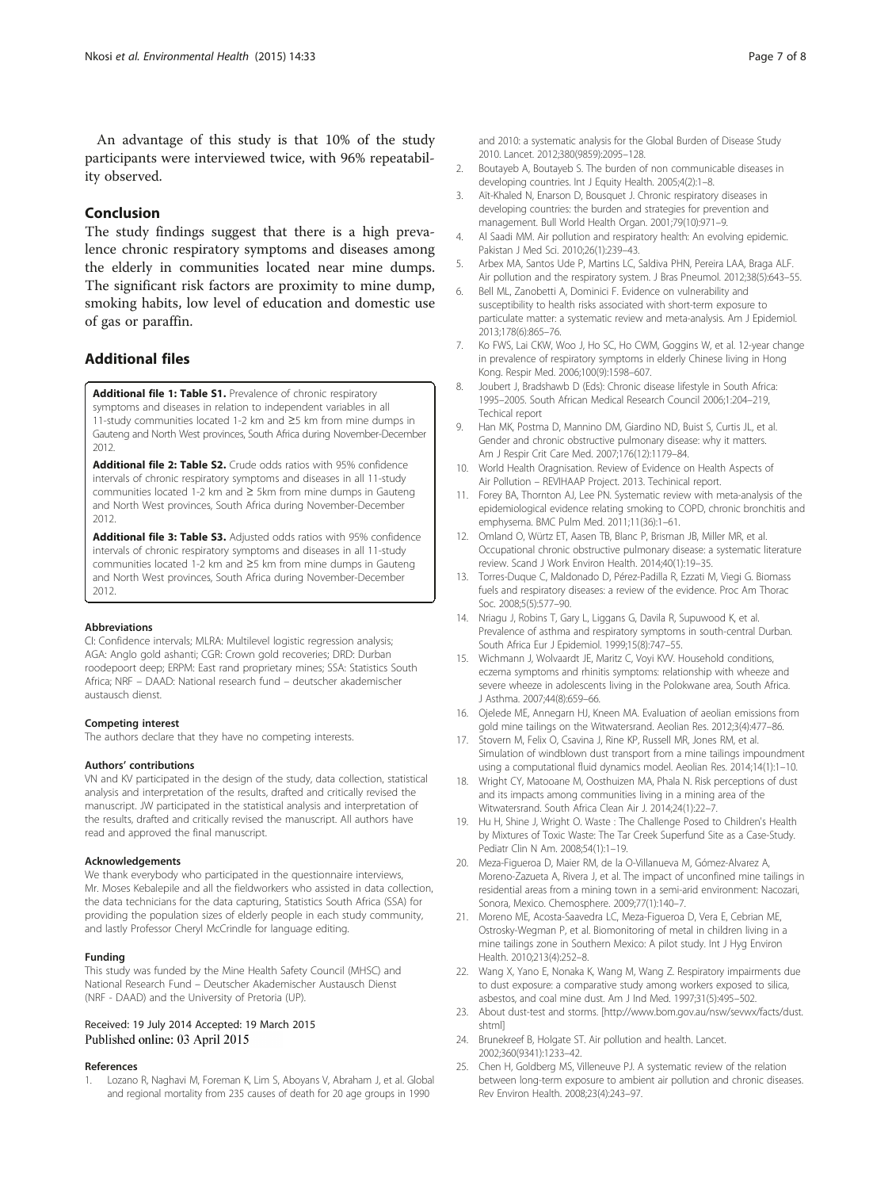An advantage of this study is that 10% of the study participants were interviewed twice, with 96% repeatability observed.

## Conclusion

The study findings suggest that there is a high prevalence chronic respiratory symptoms and diseases among the elderly in communities located near mine dumps. The significant risk factors are proximity to mine dump, smoking habits, low level of education and domestic use of gas or paraffin.

## Additional files

**Additional file 1: Table S1.** Prevalence of chronic respiratory symptoms and diseases in relation to independent variables in all 11-study communities located 1-2 km and ≥5 km from mine dumps in Gauteng and North West provinces, South Africa during November-December 2012.

**Additional file 2: Table S2.** Crude odds ratios with 95% confidence intervals of chronic respiratory symptoms and diseases in all 11-study communities located 1-2 km and ≥ 5km from mine dumps in Gauteng and North West provinces, South Africa during November-December 2012.

**Additional file 3: Table S3.** Adjusted odds ratios with 95% confidence intervals of chronic respiratory symptoms and diseases in all 11-study communities located 1-2 km and ≥5 km from mine dumps in Gauteng and North West provinces, South Africa during November-December 2012.

#### Abbreviations

CI: Confidence intervals; MLRA: Multilevel logistic regression analysis; AGA: Anglo gold ashanti; CGR: Crown gold recoveries; DRD: Durban roodepoort deep; ERPM: East rand proprietary mines; SSA: Statistics South Africa; NRF – DAAD: National research fund – deutscher akademischer austausch dienst.

#### Competing interest

The authors declare that they have no competing interests.

#### Authors' contributions

VN and KV participated in the design of the study, data collection, statistical analysis and interpretation of the results, drafted and critically revised the manuscript. JW participated in the statistical analysis and interpretation of the results, drafted and critically revised the manuscript. All authors have read and approved the final manuscript.

#### Acknowledgements

We thank everybody who participated in the questionnaire interviews, Mr. Moses Kebalepile and all the fieldworkers who assisted in data collection, the data technicians for the data capturing, Statistics South Africa (SSA) for providing the population sizes of elderly people in each study community, and lastly Professor Cheryl McCrindle for language editing.

#### Funding

This study was funded by the Mine Health Safety Council (MHSC) and National Research Fund – Deutscher Akademischer Austausch Dienst (NRF - DAAD) and the University of Pretoria (UP).

Received: 19 July 2014 Accepted: 19 March 2015
Published online: 03 April 2015

#### References

1. Lozano R, Naghavi M, Foreman K, Lim S, Aboyans V, Abraham J, et al. Global and regional mortality from 235 causes of death for 20 age groups in 1990 and 2010: a systematic analysis for the Global Burden of Disease Study 2010. Lancet. 2012;380(9859):2095–128.
2. Boutayeb A, Boutayeb S. The burden of non communicable diseases in developing countries. Int J Equity Health. 2005;4(2):1–8.
3. Aït-Khaled N, Enarson D, Bousquet J. Chronic respiratory diseases in developing countries: the burden and strategies for prevention and management. Bull World Health Organ. 2001;79(10):971–9.
4. Al Saadi MM. Air pollution and respiratory health: An evolving epidemic. Pakistan J Med Sci. 2010;26(1):239–43.
5. Arbex MA, Santos Ude P, Martins LC, Saldiva PHN, Pereira LAA, Braga ALF. Air pollution and the respiratory system. J Bras Pneumol. 2012;38(5):643–55.
6. Bell ML, Zanobetti A, Dominici F. Evidence on vulnerability and susceptibility to health risks associated with short-term exposure to particulate matter: a systematic review and meta-analysis. Am J Epidemiol. 2013;178(6):865–76.
7. Ko FWS, Lai CKW, Woo J, Ho SC, Ho CWM, Goggins W, et al. 12-year change in prevalence of respiratory symptoms in elderly Chinese living in Hong Kong. Respir Med. 2006;100(9):1598–607.
8. Joubert J, Bradshawb D (Eds): Chronic disease lifestyle in South Africa: 1995–2005. South African Medical Research Council 2006;1:204–219, Techical report
9. Han MK, Postma D, Mannino DM, Giardino ND, Buist S, Curtis JL, et al. Gender and chronic obstructive pulmonary disease: why it matters. Am J Respir Crit Care Med. 2007;176(12):1179–84.
10. World Health Oragnisation. Review of Evidence on Health Aspects of Air Pollution – REVIHAAP Project. 2013. Techinical report.
11. Forey BA, Thornton AJ, Lee PN. Systematic review with meta-analysis of the epidemiological evidence relating smoking to COPD, chronic bronchitis and emphysema. BMC Pulm Med. 2011;11(36):1–61.
12. Omland O, Würtz ET, Aasen TB, Blanc P, Brisman JB, Miller MR, et al. Occupational chronic obstructive pulmonary disease: a systematic literature review. Scand J Work Environ Health. 2014;40(1):19–35.
13. Torres-Duque C, Maldonado D, Pérez-Padilla R, Ezzati M, Viegi G. Biomass fuels and respiratory diseases: a review of the evidence. Proc Am Thorac Soc. 2008;5(5):577–90.
14. Nriagu J, Robins T, Gary L, Liggans G, Davila R, Supuwood K, et al. Prevalence of asthma and respiratory symptoms in south-central Durban. South Africa Eur J Epidemiol. 1999;15(8):747–55.
15. Wichmann J, Wolvaardt JE, Maritz C, Voyi KVV. Household conditions, eczema symptoms and rhinitis symptoms: relationship with wheeze and severe wheeze in adolescents living in the Polokwane area, South Africa. J Asthma. 2007;44(8):659–66.
16. Ojelede ME, Annegarn HJ, Kneen MA. Evaluation of aeolian emissions from gold mine tailings on the Witwatersrand. Aeolian Res. 2012;3(4):477–86.
17. Stovern M, Felix O, Csavina J, Rine KP, Russell MR, Jones RM, et al. Simulation of windblown dust transport from a mine tailings impoundment using a computational fluid dynamics model. Aeolian Res. 2014;14(1):1–10.
18. Wright CY, Matooane M, Oosthuizen MA, Phala N. Risk perceptions of dust and its impacts among communities living in a mining area of the Witwatersrand. South Africa Clean Air J. 2014;24(1):22–7.
19. Hu H, Shine J, Wright O. Waste : The Challenge Posed to Children's Health by Mixtures of Toxic Waste: The Tar Creek Superfund Site as a Case-Study. Pediatr Clin N Am. 2008;54(1):1–19.
20. Meza-Figueroa D, Maier RM, de la O-Villanueva M, Gómez-Alvarez A, Moreno-Zazueta A, Rivera J, et al. The impact of unconfined mine tailings in residential areas from a mining town in a semi-arid environment: Nacozari, Sonora, Mexico. Chemosphere. 2009;77(1):140–7.
21. Moreno ME, Acosta-Saavedra LC, Meza-Figueroa D, Vera E, Cebrian ME, Ostrosky-Wegman P, et al. Biomonitoring of metal in children living in a mine tailings zone in Southern Mexico: A pilot study. Int J Hyg Environ Health. 2010;213(4):252–8.
22. Wang X, Yano E, Nonaka K, Wang M, Wang Z. Respiratory impairments due to dust exposure: a comparative study among workers exposed to silica, asbestos, and coal mine dust. Am J Ind Med. 1997;31(5):495–502.
23. About dust-test and storms. [http://www.bom.gov.au/nsw/sevwx/facts/dust.shtml]
24. Brunekreef B, Holgate ST. Air pollution and health. Lancet. 2002;360(9341):1233–42.
25. Chen H, Goldberg MS, Villeneuve PJ. A systematic review of the relation between long-term exposure to ambient air pollution and chronic diseases. Rev Environ Health. 2008;23(4):243–97.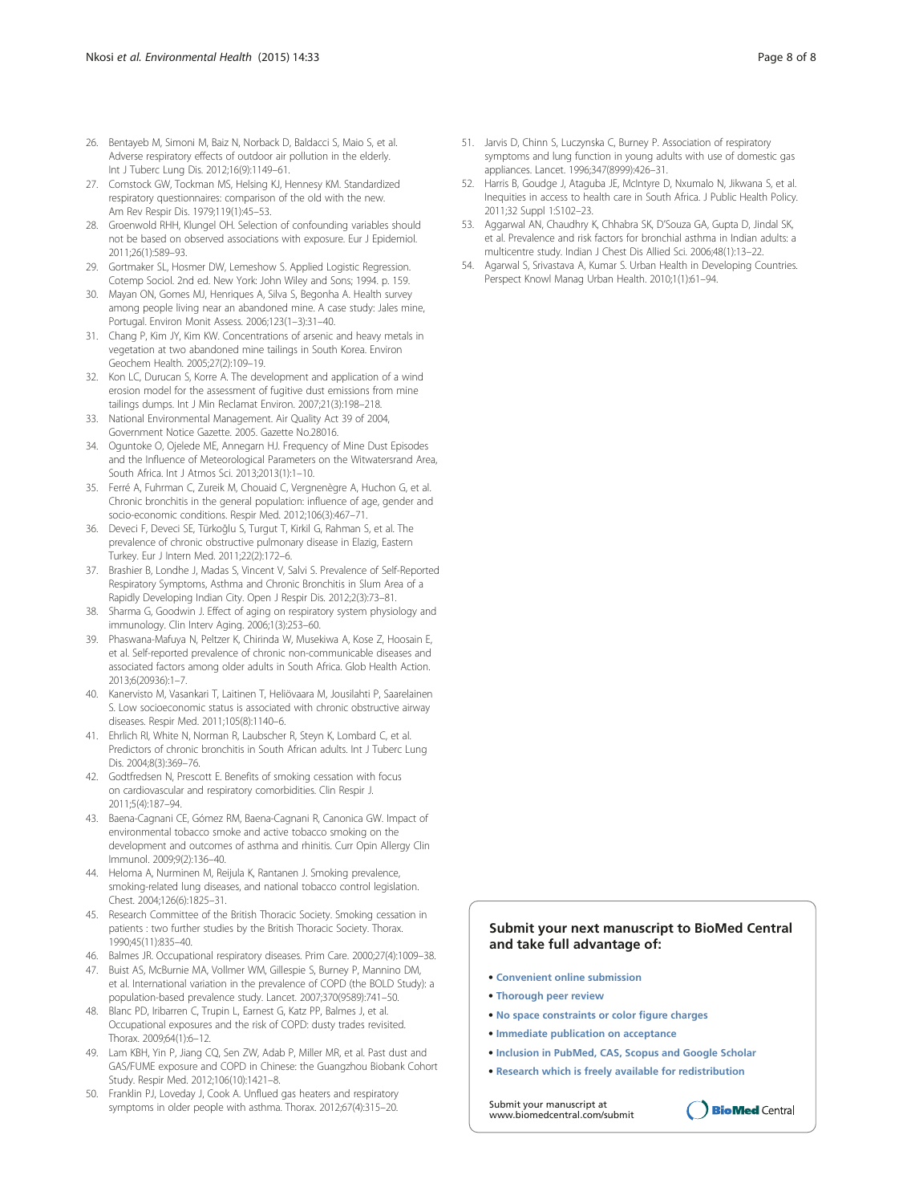26. Bentayeb M, Simoni M, Baiz N, Norback D, Baldacci S, Maio S, et al. Adverse respiratory effects of outdoor air pollution in the elderly. Int J Tuberc Lung Dis. 2012;16(9):1149–61.
27. Comstock GW, Tockman MS, Helsing KJ, Hennesy KM. Standardized respiratory questionnaires: comparison of the old with the new. Am Rev Respir Dis. 1979;119(1):45–53.
28. Groenwold RHH, Klungel OH. Selection of confounding variables should not be based on observed associations with exposure. Eur J Epidemiol. 2011;26(1):589–93.
29. Gortmaker SL, Hosmer DW, Lemeshow S. Applied Logistic Regression. Cotemp Sociol. 2nd ed. New York: John Wiley and Sons; 1994. p. 159.
30. Mayan ON, Gomes MJ, Henriques A, Silva S, Begonha A. Health survey among people living near an abandoned mine. A case study: Jales mine, Portugal. Environ Monit Assess. 2006;123(1–3):31–40.
31. Chang P, Kim JY, Kim KW. Concentrations of arsenic and heavy metals in vegetation at two abandoned mine tailings in South Korea. Environ Geochem Health. 2005;27(2):109–19.
32. Kon LC, Durucan S, Korre A. The development and application of a wind erosion model for the assessment of fugitive dust emissions from mine tailings dumps. Int J Min Reclamat Environ. 2007;21(3):198–218.
33. National Environmental Management. Air Quality Act 39 of 2004, Government Notice Gazette. 2005. Gazette No.28016.
34. Oguntoke O, Ojelede ME, Annegarn HJ. Frequency of Mine Dust Episodes and the Influence of Meteorological Parameters on the Witwatersrand Area, South Africa. Int J Atmos Sci. 2013;2013(1):1–10.
35. Ferré A, Fuhrman C, Zureik M, Chouaid C, Vergnenègre A, Huchon G, et al. Chronic bronchitis in the general population: influence of age, gender and socio-economic conditions. Respir Med. 2012;106(3):467–71.
36. Deveci F, Deveci SE, Türkoğlu S, Turgut T, Kirkil G, Rahman S, et al. The prevalence of chronic obstructive pulmonary disease in Elazig, Eastern Turkey. Eur J Intern Med. 2011;22(2):172–6.
37. Brashier B, Londhe J, Madas S, Vincent V, Salvi S. Prevalence of Self-Reported Respiratory Symptoms, Asthma and Chronic Bronchitis in Slum Area of a Rapidly Developing Indian City. Open J Respir Dis. 2012;2(3):73–81.
38. Sharma G, Goodwin J. Effect of aging on respiratory system physiology and immunology. Clin Interv Aging. 2006;1(3):253–60.
39. Phaswana-Mafuya N, Peltzer K, Chirinda W, Musekiwa A, Kose Z, Hoosain E, et al. Self-reported prevalence of chronic non-communicable diseases and associated factors among older adults in South Africa. Glob Health Action. 2013;6(20936):1–7.
40. Kanervisto M, Vasankari T, Laitinen T, Heliövaara M, Jousilahti P, Saarelainen S. Low socioeconomic status is associated with chronic obstructive airway diseases. Respir Med. 2011;105(8):1140–6.
41. Ehrlich RI, White N, Norman R, Laubscher R, Steyn K, Lombard C, et al. Predictors of chronic bronchitis in South African adults. Int J Tuberc Lung Dis. 2004;8(3):369–76.
42. Godtfredsen N, Prescott E. Benefits of smoking cessation with focus on cardiovascular and respiratory comorbidities. Clin Respir J. 2011;5(4):187–94.
43. Baena-Cagnani CE, Gómez RM, Baena-Cagnani R, Canonica GW. Impact of environmental tobacco smoke and active tobacco smoking on the development and outcomes of asthma and rhinitis. Curr Opin Allergy Clin Immunol. 2009;9(2):136–40.
44. Heloma A, Nurminen M, Reijula K, Rantanen J. Smoking prevalence, smoking-related lung diseases, and national tobacco control legislation. Chest. 2004;126(6):1825–31.
45. Research Committee of the British Thoracic Society. Smoking cessation in patients : two further studies by the British Thoracic Society. Thorax. 1990;45(11):835–40.
46. Balmes JR. Occupational respiratory diseases. Prim Care. 2000;27(4):1009–38.
47. Buist AS, McBurnie MA, Vollmer WM, Gillespie S, Burney P, Mannino DM, et al. International variation in the prevalence of COPD (the BOLD Study): a population-based prevalence study. Lancet. 2007;370(9589):741–50.
48. Blanc PD, Iribarren C, Trupin L, Earnest G, Katz PP, Balmes J, et al. Occupational exposures and the risk of COPD: dusty trades revisited. Thorax. 2009;64(1):6–12.
49. Lam KBH, Yin P, Jiang CQ, Sen ZW, Adab P, Miller MR, et al. Past dust and GAS/FUME exposure and COPD in Chinese: the Guangzhou Biobank Cohort Study. Respir Med. 2012;106(10):1421–8.
50. Franklin PJ, Loveday J, Cook A. Unflued gas heaters and respiratory symptoms in older people with asthma. Thorax. 2012;67(4):315–20.
51. Jarvis D, Chinn S, Luczynska C, Burney P. Association of respiratory symptoms and lung function in young adults with use of domestic gas appliances. Lancet. 1996;347(8999):426–31.
52. Harris B, Goudge J, Ataguba JE, McIntyre D, Nxumalo N, Jikwana S, et al. Inequities in access to health care in South Africa. J Public Health Policy. 2011;32 Suppl 1:S102–23.
53. Aggarwal AN, Chaudhry K, Chhabra SK, D'Souza GA, Gupta D, Jindal SK, et al. Prevalence and risk factors for bronchial asthma in Indian adults: a multicentre study. Indian J Chest Dis Allied Sci. 2006;48(1):13–22.
54. Agarwal S, Srivastava A, Kumar S. Urban Health in Developing Countries. Perspect Knowl Manag Urban Health. 2010;1(1):61–94.

**Submit your next manuscript to BioMed Central and take full advantage of:**

- **Convenient online submission**
- **Thorough peer review**
- **No space constraints or color figure charges**
- **Immediate publication on acceptance**
- **Inclusion in PubMed, CAS, Scopus and Google Scholar**
- **Research which is freely available for redistribution**

Submit your manuscript at www.biomedcentral.com/submit

BioMed Central